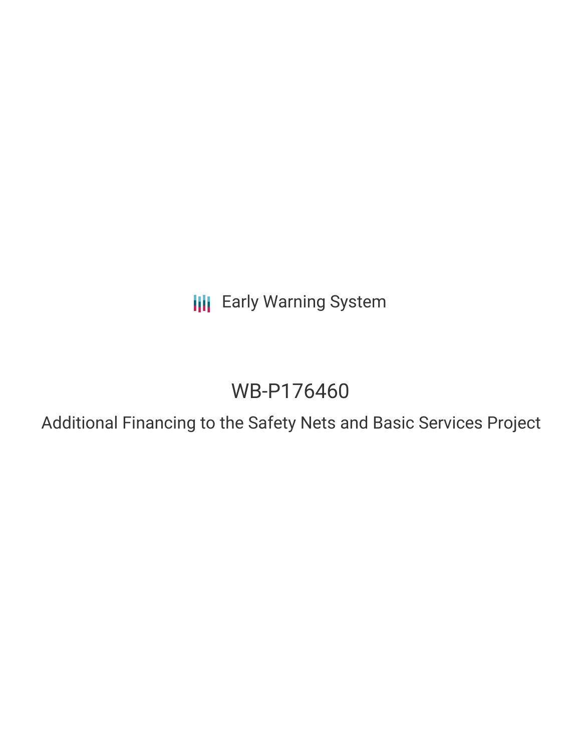Early Warning System

# WB-P176460

## Additional Financing to the Safety Nets and Basic Services Project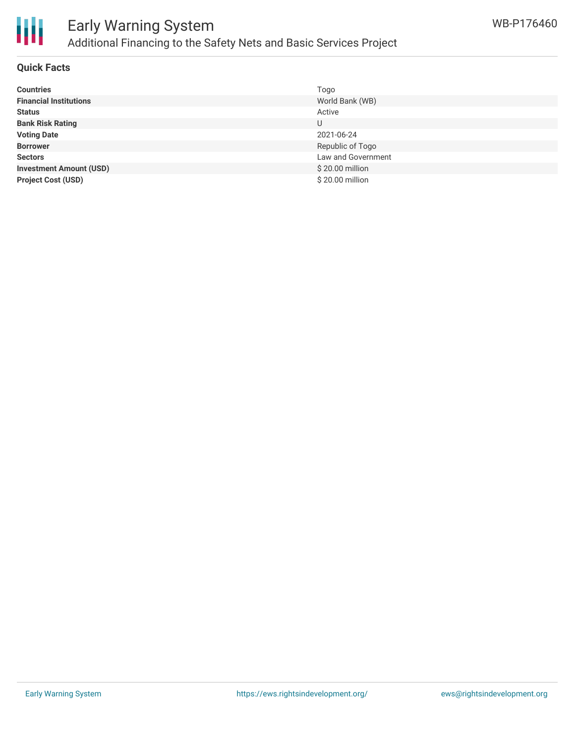## Quick Facts

| | |
|---|---|
| **Countries** | Togo |
| **Financial Institutions** | World Bank (WB) |
| **Status** | Active |
| **Bank Risk Rating** | U |
| **Voting Date** | 2021-06-24 |
| **Borrower** | Republic of Togo |
| **Sectors** | Law and Government |
| **Investment Amount (USD)** | $ 20.00 million |
| **Project Cost (USD)** | $ 20.00 million |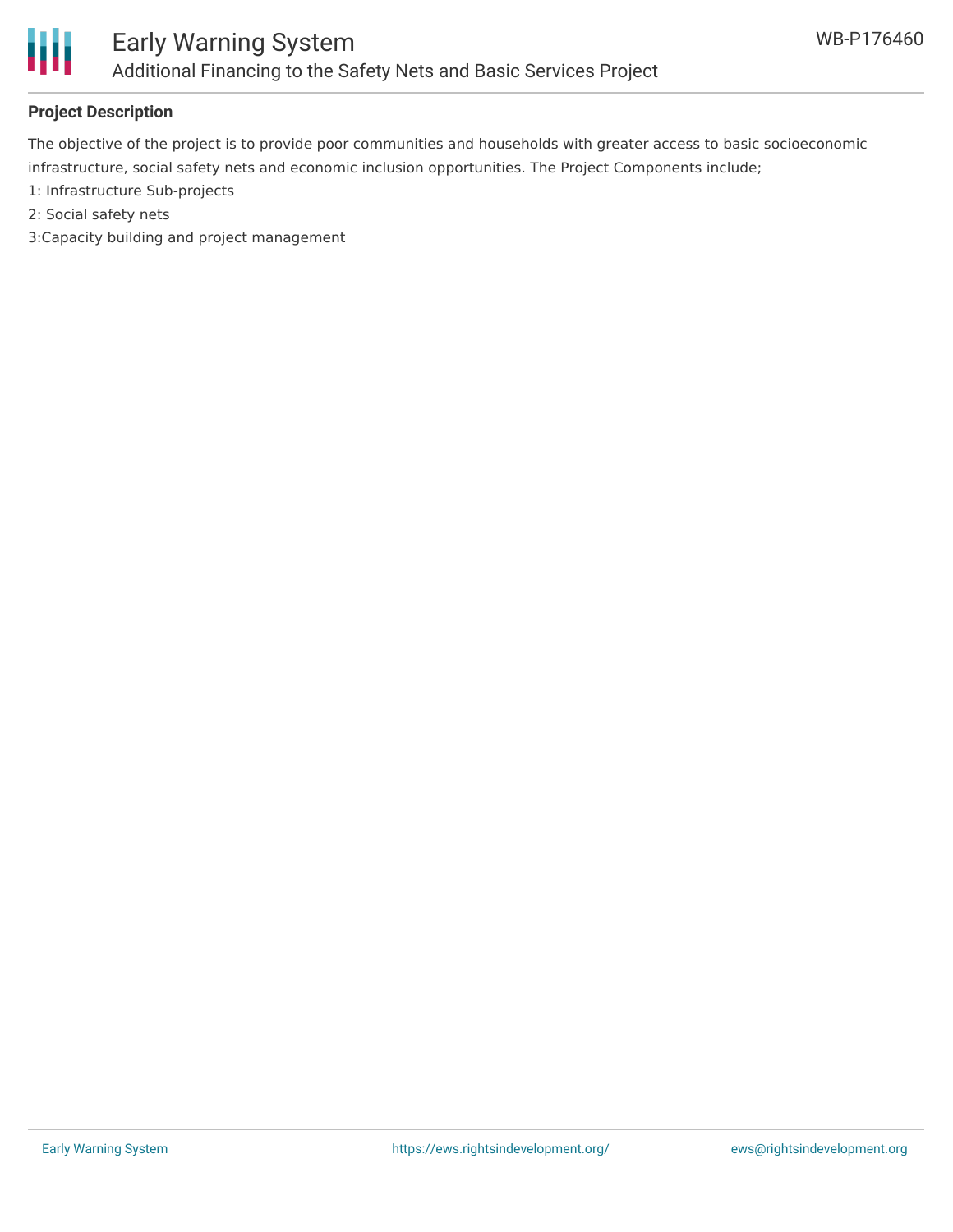**Project Description**

The objective of the project is to provide poor communities and households with greater access to basic socioeconomic infrastructure, social safety nets and economic inclusion opportunities. The Project Components include;

1: Infrastructure Sub-projects

2: Social safety nets

3:Capacity building and project management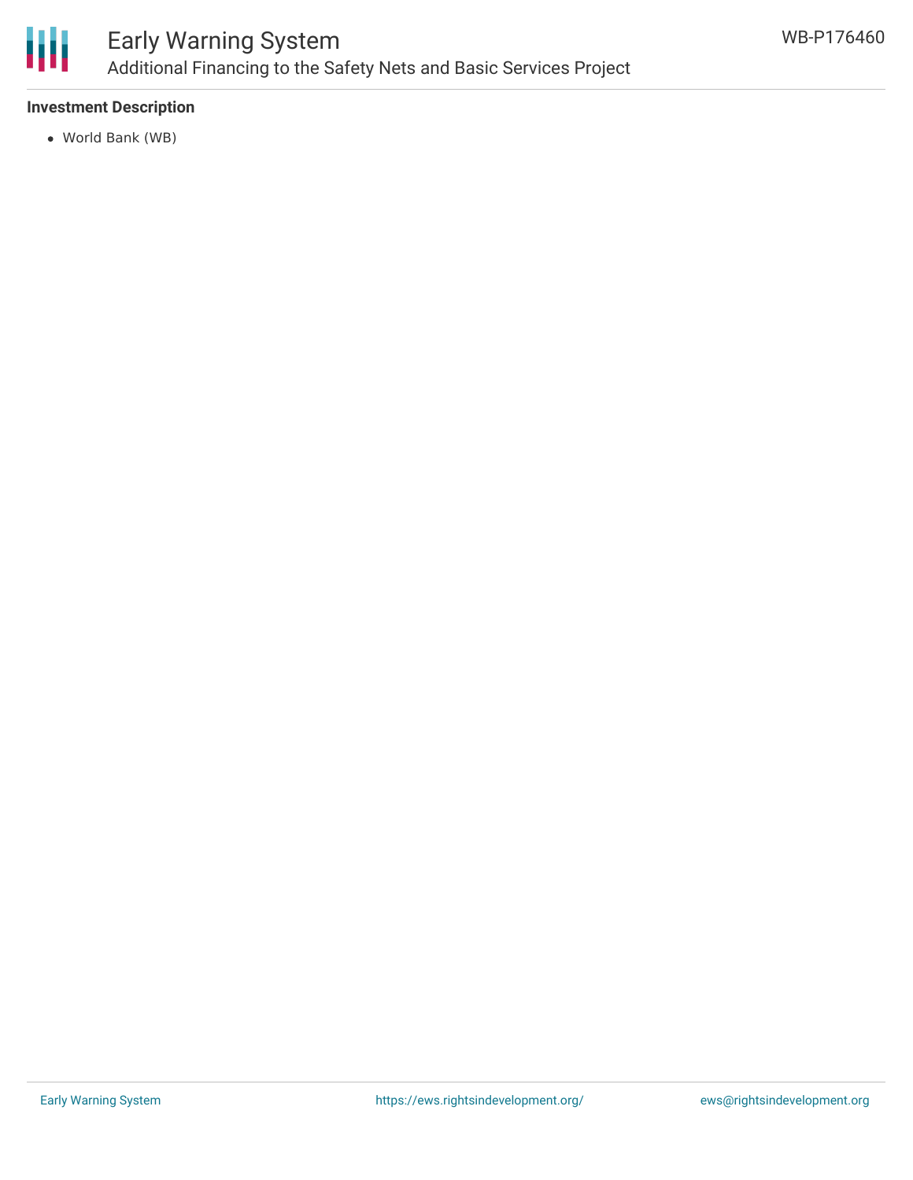**Investment Description**

- World Bank (WB)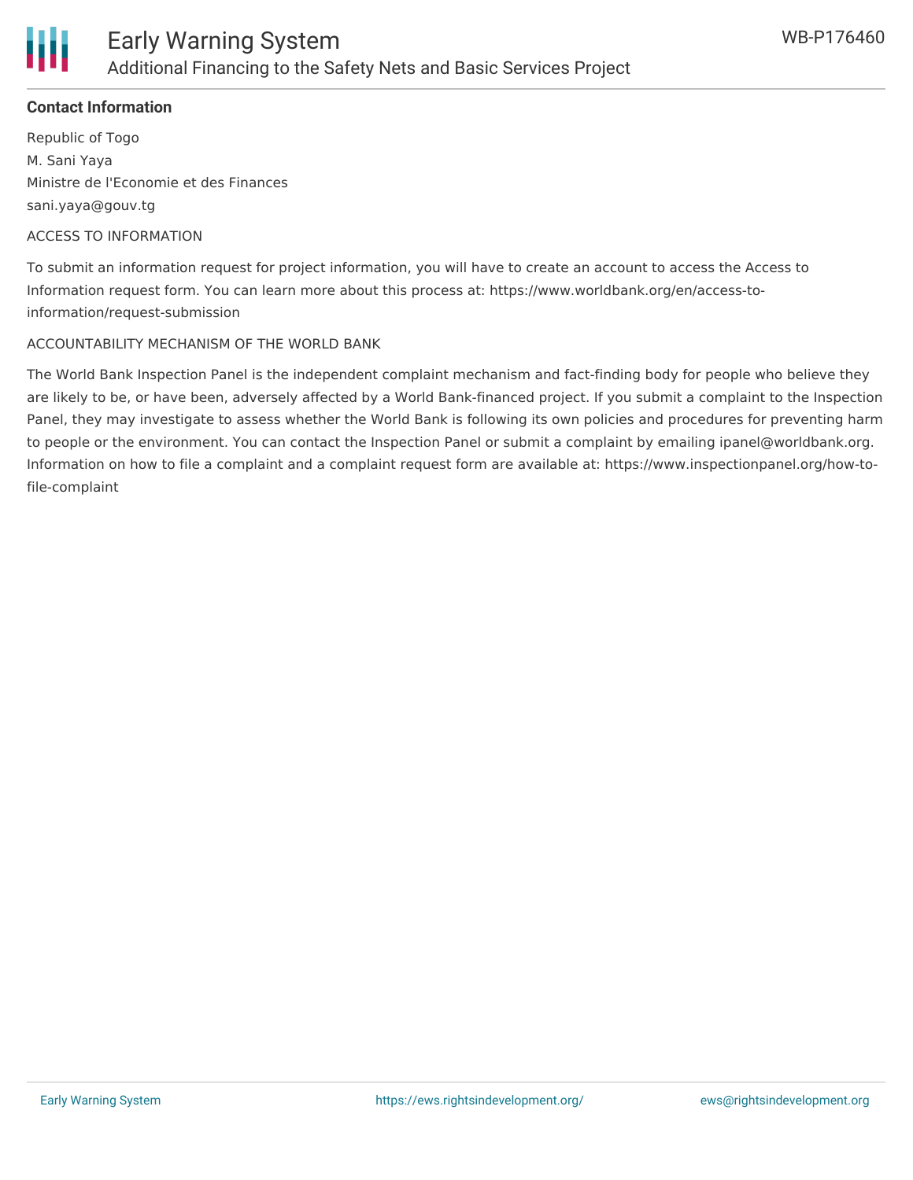**Contact Information**

Republic of Togo

M. Sani Yaya

Ministre de l'Economie et des Finances

sani.yaya@gouv.tg

ACCESS TO INFORMATION

To submit an information request for project information, you will have to create an account to access the Access to Information request form. You can learn more about this process at: https://www.worldbank.org/en/access-to-information/request-submission

ACCOUNTABILITY MECHANISM OF THE WORLD BANK

The World Bank Inspection Panel is the independent complaint mechanism and fact-finding body for people who believe they are likely to be, or have been, adversely affected by a World Bank-financed project. If you submit a complaint to the Inspection Panel, they may investigate to assess whether the World Bank is following its own policies and procedures for preventing harm to people or the environment. You can contact the Inspection Panel or submit a complaint by emailing ipanel@worldbank.org. Information on how to file a complaint and a complaint request form are available at: https://www.inspectionpanel.org/how-to-file-complaint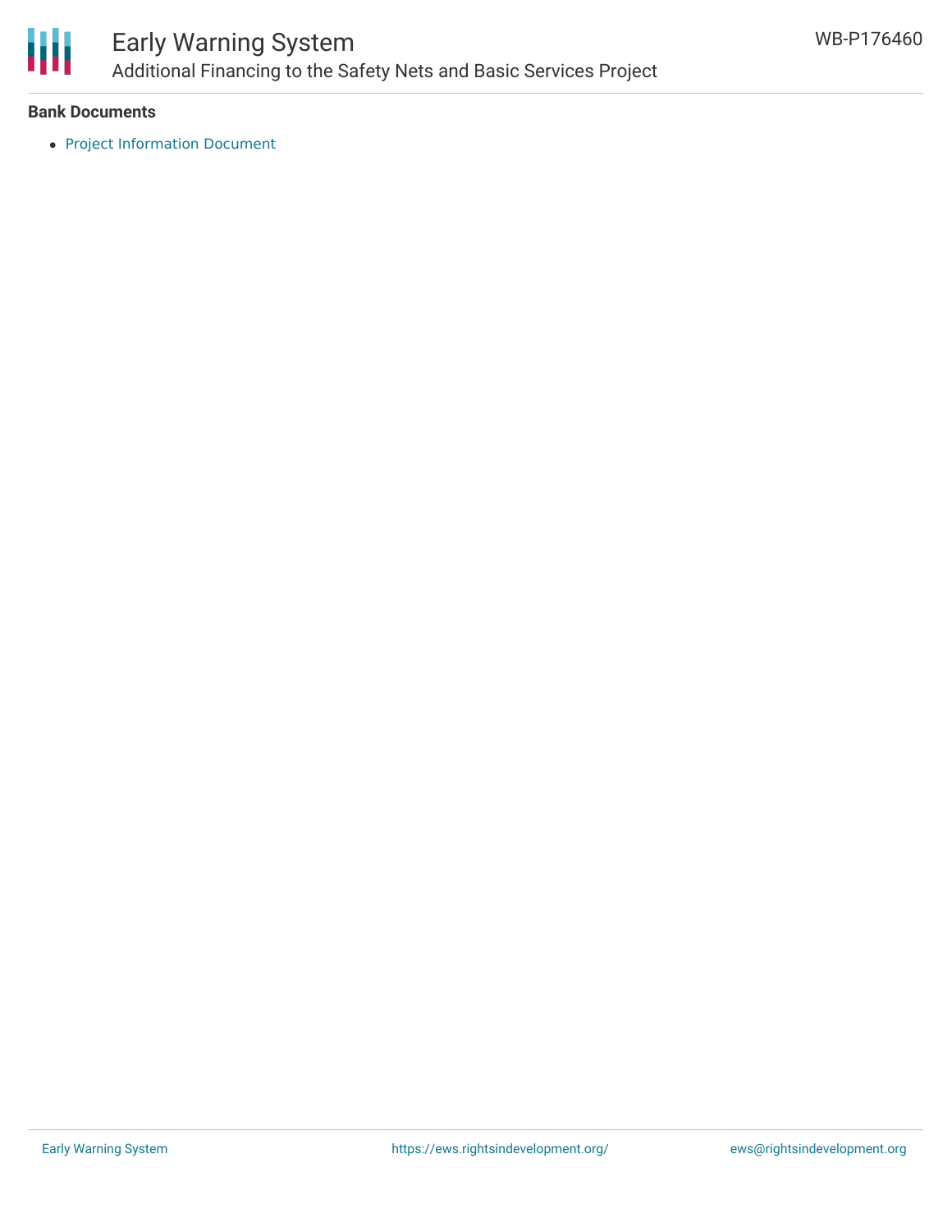**Bank Documents**

- Project Information Document